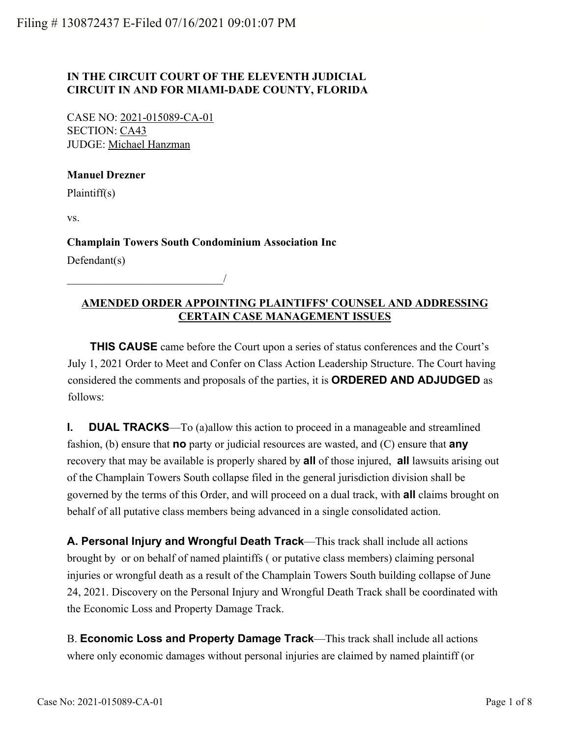Filing # 130872437 E-Filed 07/16/2021 09:01:07 PM

**IN THE CIRCUIT COURT OF THE ELEVENTH JUDICIAL CIRCUIT IN AND FOR MIAMI-DADE COUNTY, FLORIDA**

CASE NO: 2021-015089-CA-01
SECTION: CA43
JUDGE: Michael Hanzman

**Manuel Drezner**

Plaintiff(s)

vs.

**Champlain Towers South Condominium Association Inc**

Defendant(s)

______________________________/

**AMENDED ORDER APPOINTING PLAINTIFFS' COUNSEL AND ADDRESSING CERTAIN CASE MANAGEMENT ISSUES**

**THIS CAUSE** came before the Court upon a series of status conferences and the Court's July 1, 2021 Order to Meet and Confer on Class Action Leadership Structure. The Court having considered the comments and proposals of the parties, it is **ORDERED AND ADJUDGED** as follows:

**I. DUAL TRACKS**—To (a)allow this action to proceed in a manageable and streamlined fashion, (b) ensure that **no** party or judicial resources are wasted, and (C) ensure that **any** recovery that may be available is properly shared by **all** of those injured, **all** lawsuits arising out of the Champlain Towers South collapse filed in the general jurisdiction division shall be governed by the terms of this Order, and will proceed on a dual track, with **all** claims brought on behalf of all putative class members being advanced in a single consolidated action.

**A. Personal Injury and Wrongful Death Track**—This track shall include all actions brought by or on behalf of named plaintiffs ( or putative class members) claiming personal injuries or wrongful death as a result of the Champlain Towers South building collapse of June 24, 2021. Discovery on the Personal Injury and Wrongful Death Track shall be coordinated with the Economic Loss and Property Damage Track.

B. **Economic Loss and Property Damage Track**—This track shall include all actions where only economic damages without personal injuries are claimed by named plaintiff (or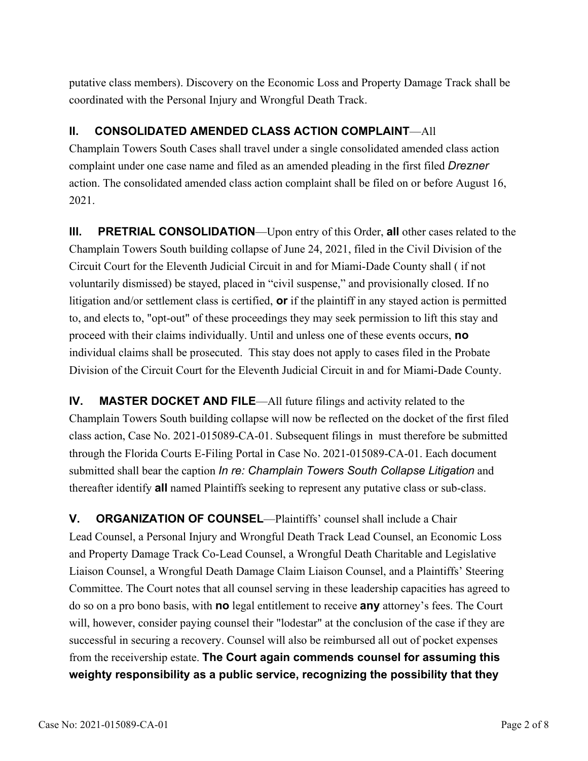putative class members). Discovery on the Economic Loss and Property Damage Track shall be coordinated with the Personal Injury and Wrongful Death Track.

**II. CONSOLIDATED AMENDED CLASS ACTION COMPLAINT**—All Champlain Towers South Cases shall travel under a single consolidated amended class action complaint under one case name and filed as an amended pleading in the first filed *Drezner* action. The consolidated amended class action complaint shall be filed on or before August 16, 2021.

**III. PRETRIAL CONSOLIDATION**—Upon entry of this Order, **all** other cases related to the Champlain Towers South building collapse of June 24, 2021, filed in the Civil Division of the Circuit Court for the Eleventh Judicial Circuit in and for Miami-Dade County shall ( if not voluntarily dismissed) be stayed, placed in "civil suspense," and provisionally closed. If no litigation and/or settlement class is certified, **or** if the plaintiff in any stayed action is permitted to, and elects to, "opt-out" of these proceedings they may seek permission to lift this stay and proceed with their claims individually. Until and unless one of these events occurs, **no** individual claims shall be prosecuted. This stay does not apply to cases filed in the Probate Division of the Circuit Court for the Eleventh Judicial Circuit in and for Miami-Dade County.

**IV. MASTER DOCKET AND FILE**—All future filings and activity related to the Champlain Towers South building collapse will now be reflected on the docket of the first filed class action, Case No. 2021-015089-CA-01. Subsequent filings in must therefore be submitted through the Florida Courts E-Filing Portal in Case No. 2021-015089-CA-01. Each document submitted shall bear the caption *In re: Champlain Towers South Collapse Litigation* and thereafter identify **all** named Plaintiffs seeking to represent any putative class or sub-class.

**V. ORGANIZATION OF COUNSEL**—Plaintiffs' counsel shall include a Chair Lead Counsel, a Personal Injury and Wrongful Death Track Lead Counsel, an Economic Loss and Property Damage Track Co-Lead Counsel, a Wrongful Death Charitable and Legislative Liaison Counsel, a Wrongful Death Damage Claim Liaison Counsel, and a Plaintiffs' Steering Committee. The Court notes that all counsel serving in these leadership capacities has agreed to do so on a pro bono basis, with **no** legal entitlement to receive **any** attorney's fees. The Court will, however, consider paying counsel their "lodestar" at the conclusion of the case if they are successful in securing a recovery. Counsel will also be reimbursed all out of pocket expenses from the receivership estate. **The Court again commends counsel for assuming this weighty responsibility as a public service, recognizing the possibility that they**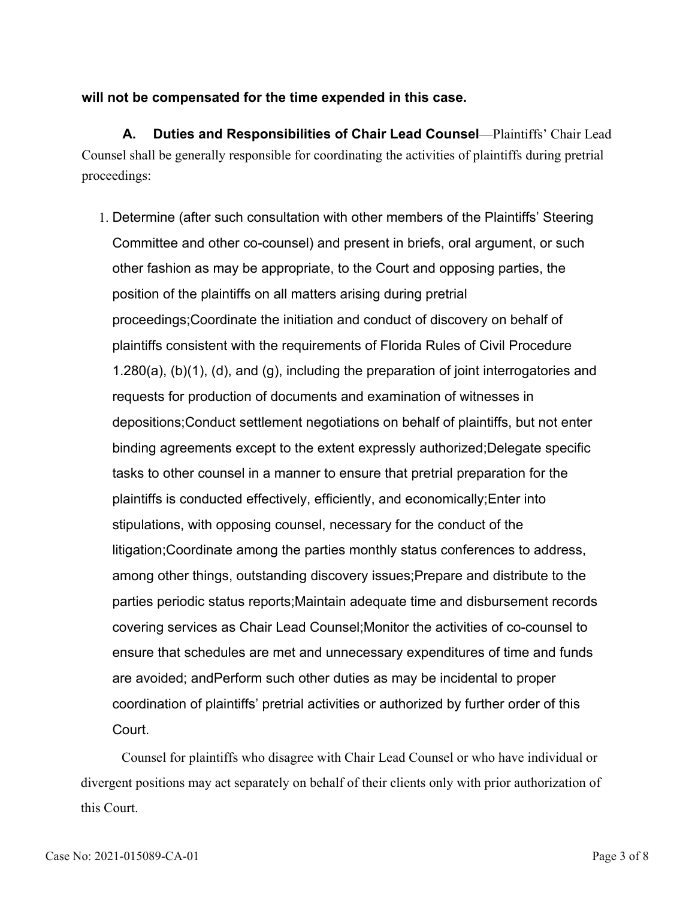**will not be compensated for the time expended in this case.**

**A. Duties and Responsibilities of Chair Lead Counsel**—Plaintiffs' Chair Lead Counsel shall be generally responsible for coordinating the activities of plaintiffs during pretrial proceedings:

1. Determine (after such consultation with other members of the Plaintiffs' Steering Committee and other co-counsel) and present in briefs, oral argument, or such other fashion as may be appropriate, to the Court and opposing parties, the position of the plaintiffs on all matters arising during pretrial proceedings;Coordinate the initiation and conduct of discovery on behalf of plaintiffs consistent with the requirements of Florida Rules of Civil Procedure 1.280(a), (b)(1), (d), and (g), including the preparation of joint interrogatories and requests for production of documents and examination of witnesses in depositions;Conduct settlement negotiations on behalf of plaintiffs, but not enter binding agreements except to the extent expressly authorized;Delegate specific tasks to other counsel in a manner to ensure that pretrial preparation for the plaintiffs is conducted effectively, efficiently, and economically;Enter into stipulations, with opposing counsel, necessary for the conduct of the litigation;Coordinate among the parties monthly status conferences to address, among other things, outstanding discovery issues;Prepare and distribute to the parties periodic status reports;Maintain adequate time and disbursement records covering services as Chair Lead Counsel;Monitor the activities of co-counsel to ensure that schedules are met and unnecessary expenditures of time and funds are avoided; andPerform such other duties as may be incidental to proper coordination of plaintiffs' pretrial activities or authorized by further order of this Court.

Counsel for plaintiffs who disagree with Chair Lead Counsel or who have individual or divergent positions may act separately on behalf of their clients only with prior authorization of this Court.

Case No: 2021-015089-CA-01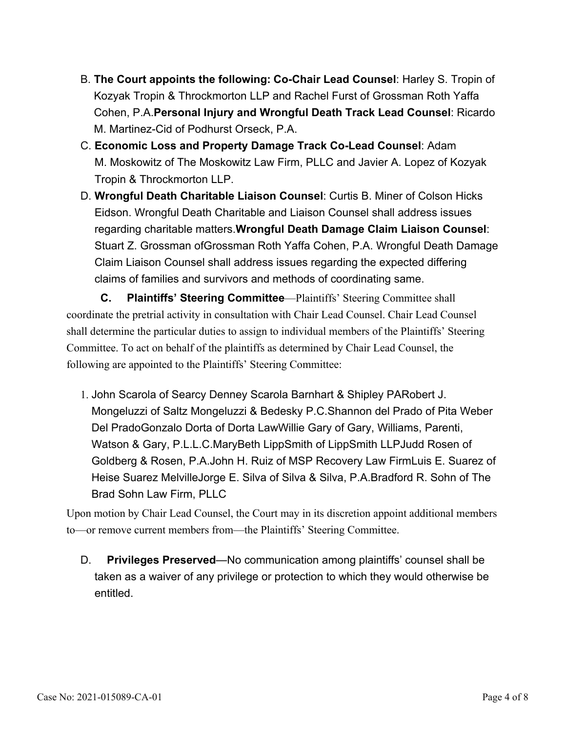B. **The Court appoints the following: Co-Chair Lead Counsel**: Harley S. Tropin of Kozyak Tropin & Throckmorton LLP and Rachel Furst of Grossman Roth Yaffa Cohen, P.A.**Personal Injury and Wrongful Death Track Lead Counsel**: Ricardo M. Martinez-Cid of Podhurst Orseck, P.A.

C. **Economic Loss and Property Damage Track Co-Lead Counsel**: Adam M. Moskowitz of The Moskowitz Law Firm, PLLC and Javier A. Lopez of Kozyak Tropin & Throckmorton LLP.

D. **Wrongful Death Charitable Liaison Counsel**: Curtis B. Miner of Colson Hicks Eidson. Wrongful Death Charitable and Liaison Counsel shall address issues regarding charitable matters.**Wrongful Death Damage Claim Liaison Counsel**: Stuart Z. Grossman ofGrossman Roth Yaffa Cohen, P.A. Wrongful Death Damage Claim Liaison Counsel shall address issues regarding the expected differing claims of families and survivors and methods of coordinating same.

**C. Plaintiffs' Steering Committee**—Plaintiffs' Steering Committee shall coordinate the pretrial activity in consultation with Chair Lead Counsel. Chair Lead Counsel shall determine the particular duties to assign to individual members of the Plaintiffs' Steering Committee. To act on behalf of the plaintiffs as determined by Chair Lead Counsel, the following are appointed to the Plaintiffs' Steering Committee:

1. John Scarola of Searcy Denney Scarola Barnhart & Shipley PARobert J. Mongeluzzi of Saltz Mongeluzzi & Bedesky P.C.Shannon del Prado of Pita Weber Del PradoGonzalo Dorta of Dorta LawWillie Gary of Gary, Williams, Parenti, Watson & Gary, P.L.L.C.MaryBeth LippSmith of LippSmith LLPJudd Rosen of Goldberg & Rosen, P.A.John H. Ruiz of MSP Recovery Law FirmLuis E. Suarez of Heise Suarez MelvilleJorge E. Silva of Silva & Silva, P.A.Bradford R. Sohn of The Brad Sohn Law Firm, PLLC

Upon motion by Chair Lead Counsel, the Court may in its discretion appoint additional members to—or remove current members from—the Plaintiffs' Steering Committee.

D. **Privileges Preserved**—No communication among plaintiffs' counsel shall be taken as a waiver of any privilege or protection to which they would otherwise be entitled.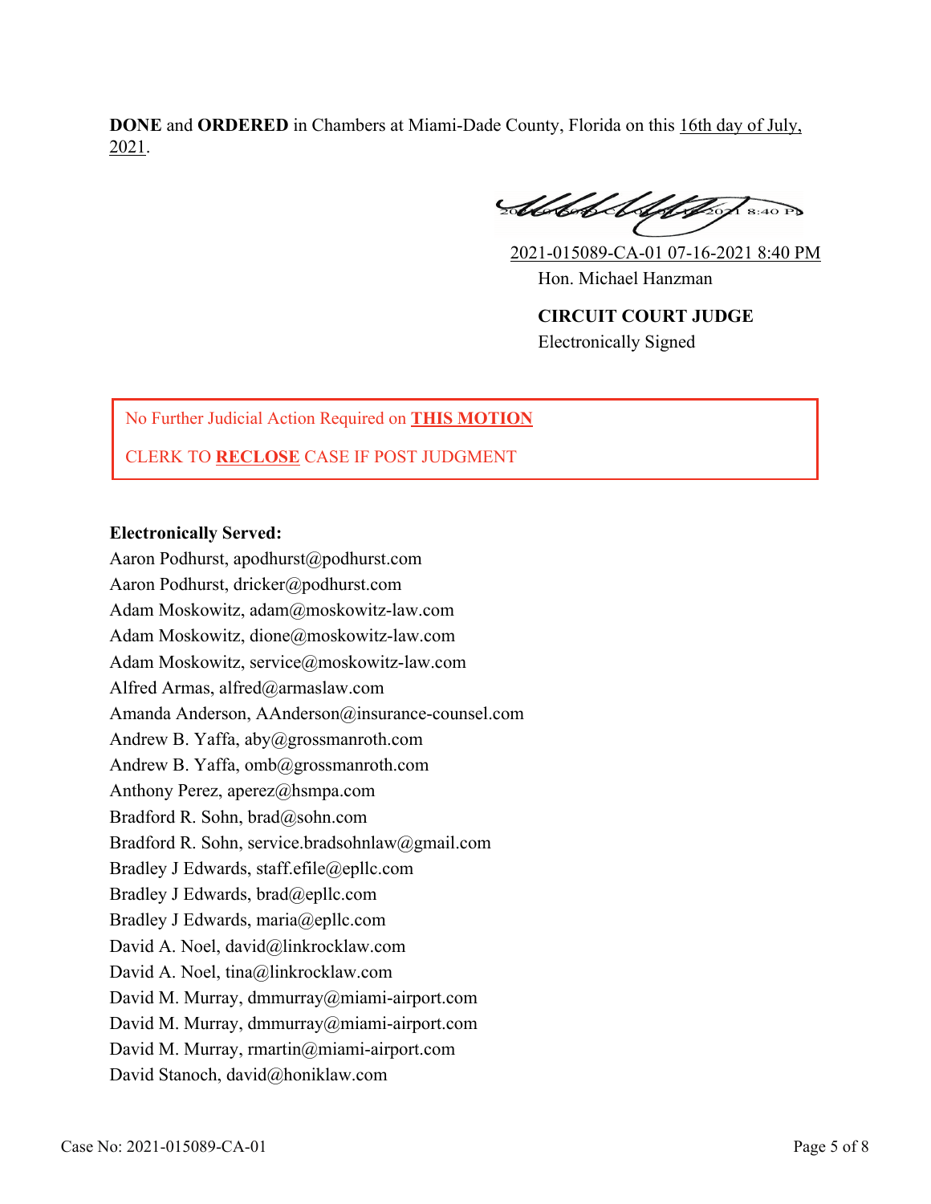**DONE** and **ORDERED** in Chambers at Miami-Dade County, Florida on this 16th day of July, 2021.

2021-015089-CA-01 07-16-2021 8:40 PM

Hon. Michael Hanzman

**CIRCUIT COURT JUDGE**

Electronically Signed

No Further Judicial Action Required on **THIS MOTION**

CLERK TO **RECLOSE** CASE IF POST JUDGMENT

**Electronically Served:**

Aaron Podhurst, apodhurst@podhurst.com
Aaron Podhurst, dricker@podhurst.com
Adam Moskowitz, adam@moskowitz-law.com
Adam Moskowitz, dione@moskowitz-law.com
Adam Moskowitz, service@moskowitz-law.com
Alfred Armas, alfred@armaslaw.com
Amanda Anderson, AAnderson@insurance-counsel.com
Andrew B. Yaffa, aby@grossmanroth.com
Andrew B. Yaffa, omb@grossmanroth.com
Anthony Perez, aperez@hsmpa.com
Bradford R. Sohn, brad@sohn.com
Bradford R. Sohn, service.bradsohnlaw@gmail.com
Bradley J Edwards, staff.efile@epllc.com
Bradley J Edwards, brad@epllc.com
Bradley J Edwards, maria@epllc.com
David A. Noel, david@linkrocklaw.com
David A. Noel, tina@linkrocklaw.com
David M. Murray, dmmurray@miami-airport.com
David M. Murray, dmmurray@miami-airport.com
David M. Murray, rmartin@miami-airport.com
David Stanoch, david@honiklaw.com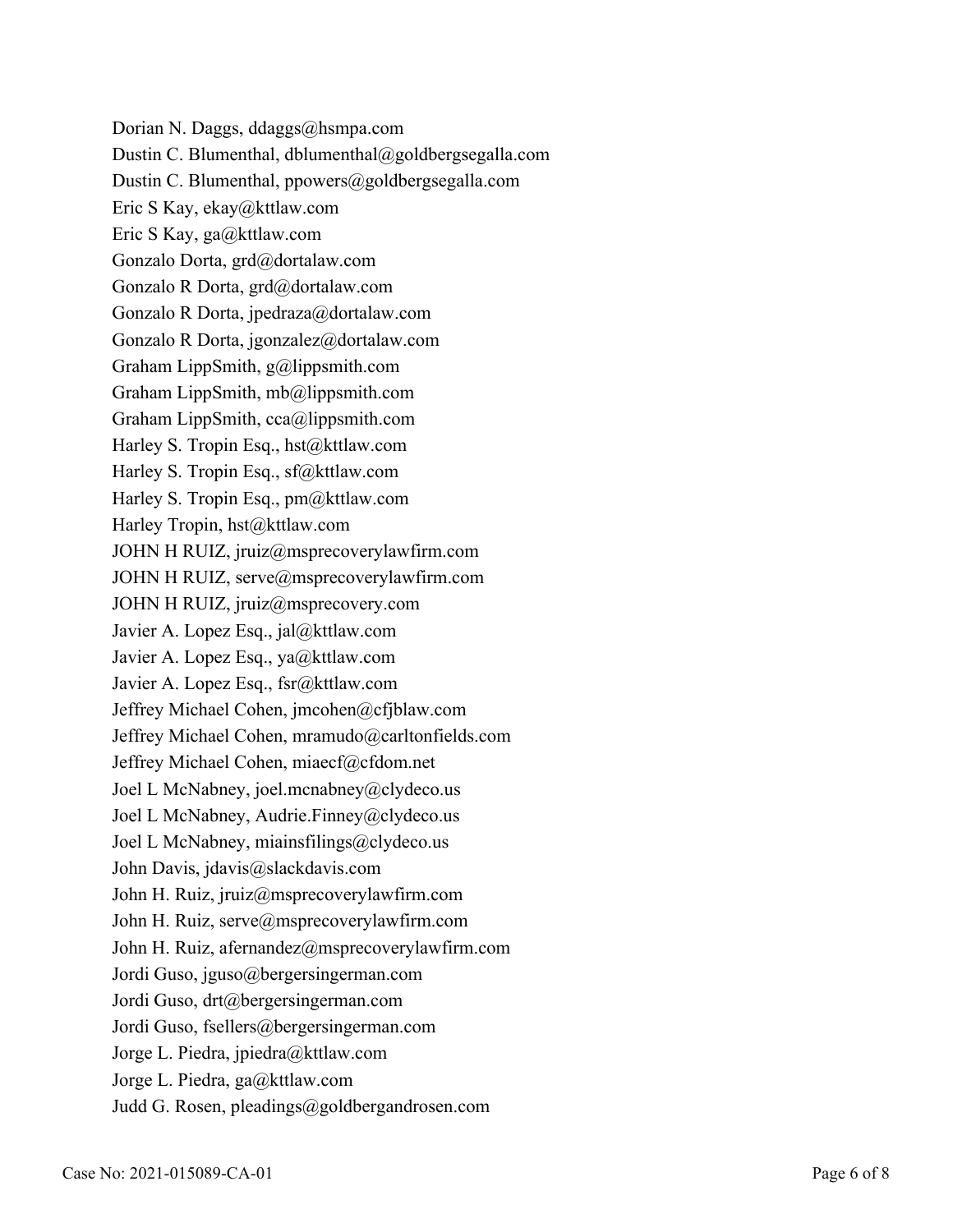Dorian N. Daggs, ddaggs@hsmpa.com
Dustin C. Blumenthal, dblumenthal@goldbergsegalla.com
Dustin C. Blumenthal, ppowers@goldbergsegalla.com
Eric S Kay, ekay@kttlaw.com
Eric S Kay, ga@kttlaw.com
Gonzalo Dorta, grd@dortalaw.com
Gonzalo R Dorta, grd@dortalaw.com
Gonzalo R Dorta, jpedraza@dortalaw.com
Gonzalo R Dorta, jgonzalez@dortalaw.com
Graham LippSmith, g@lippsmith.com
Graham LippSmith, mb@lippsmith.com
Graham LippSmith, cca@lippsmith.com
Harley S. Tropin Esq., hst@kttlaw.com
Harley S. Tropin Esq., sf@kttlaw.com
Harley S. Tropin Esq., pm@kttlaw.com
Harley Tropin, hst@kttlaw.com
JOHN H RUIZ, jruiz@msprecoverylawfirm.com
JOHN H RUIZ, serve@msprecoverylawfirm.com
JOHN H RUIZ, jruiz@msprecovery.com
Javier A. Lopez Esq., jal@kttlaw.com
Javier A. Lopez Esq., ya@kttlaw.com
Javier A. Lopez Esq., fsr@kttlaw.com
Jeffrey Michael Cohen, jmcohen@cfjblaw.com
Jeffrey Michael Cohen, mramudo@carltonfields.com
Jeffrey Michael Cohen, miaecf@cfdom.net
Joel L McNabney, joel.mcnabney@clydeco.us
Joel L McNabney, Audrie.Finney@clydeco.us
Joel L McNabney, miainsfilings@clydeco.us
John Davis, jdavis@slackdavis.com
John H. Ruiz, jruiz@msprecoverylawfirm.com
John H. Ruiz, serve@msprecoverylawfirm.com
John H. Ruiz, afernandez@msprecoverylawfirm.com
Jordi Guso, jguso@bergersingerman.com
Jordi Guso, drt@bergersingerman.com
Jordi Guso, fsellers@bergersingerman.com
Jorge L. Piedra, jpiedra@kttlaw.com
Jorge L. Piedra, ga@kttlaw.com
Judd G. Rosen, pleadings@goldbergandrosen.com

Case No: 2021-015089-CA-01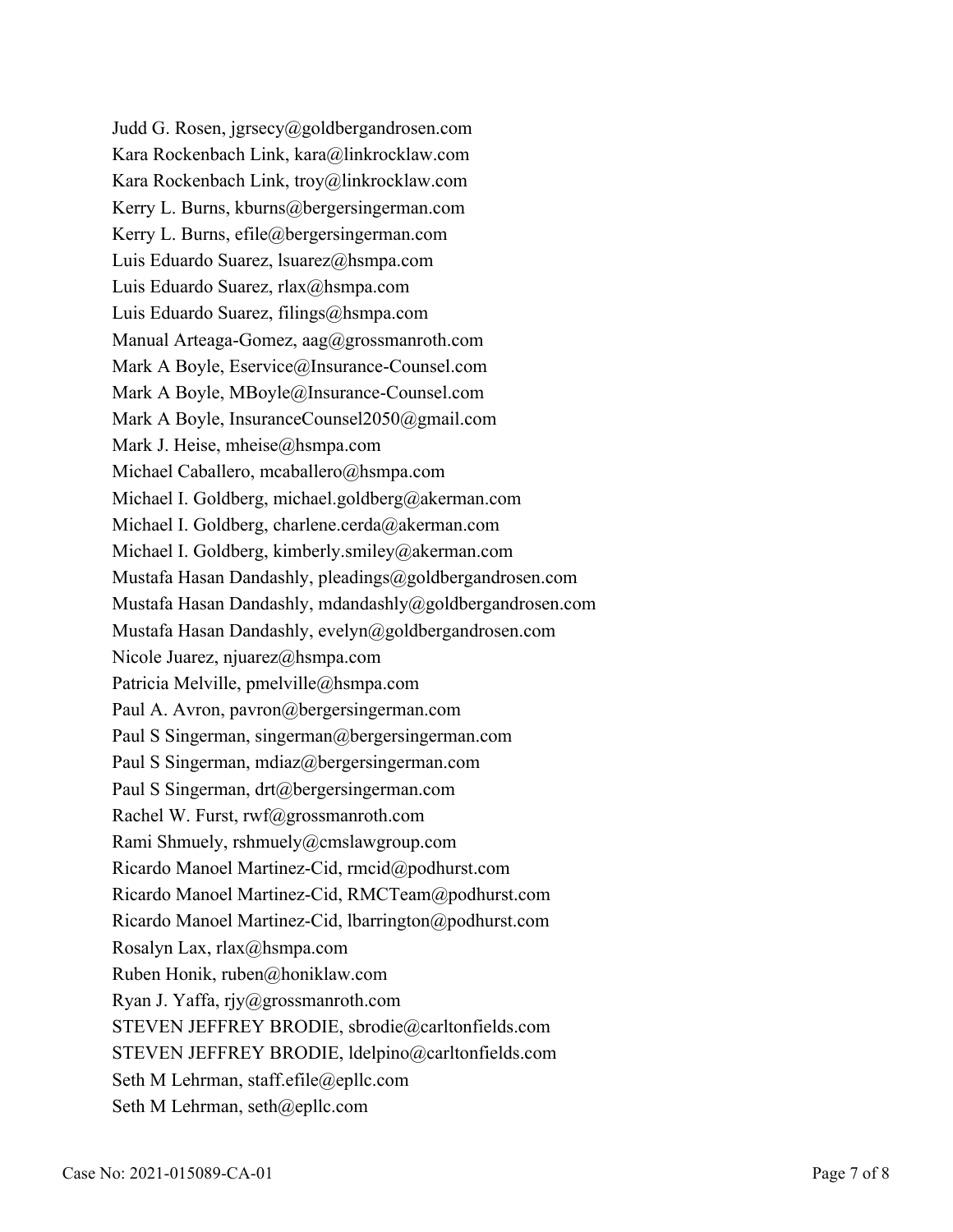Judd G. Rosen, jgrsecy@goldbergandrosen.com
Kara Rockenbach Link, kara@linkrocklaw.com
Kara Rockenbach Link, troy@linkrocklaw.com
Kerry L. Burns, kburns@bergersingerman.com
Kerry L. Burns, efile@bergersingerman.com
Luis Eduardo Suarez, lsuarez@hsmpa.com
Luis Eduardo Suarez, rlax@hsmpa.com
Luis Eduardo Suarez, filings@hsmpa.com
Manual Arteaga-Gomez, aag@grossmanroth.com
Mark A Boyle, Eservice@Insurance-Counsel.com
Mark A Boyle, MBoyle@Insurance-Counsel.com
Mark A Boyle, InsuranceCounsel2050@gmail.com
Mark J. Heise, mheise@hsmpa.com
Michael Caballero, mcaballero@hsmpa.com
Michael I. Goldberg, michael.goldberg@akerman.com
Michael I. Goldberg, charlene.cerda@akerman.com
Michael I. Goldberg, kimberly.smiley@akerman.com
Mustafa Hasan Dandashly, pleadings@goldbergandrosen.com
Mustafa Hasan Dandashly, mdandashly@goldbergandrosen.com
Mustafa Hasan Dandashly, evelyn@goldbergandrosen.com
Nicole Juarez, njuarez@hsmpa.com
Patricia Melville, pmelville@hsmpa.com
Paul A. Avron, pavron@bergersingerman.com
Paul S Singerman, singerman@bergersingerman.com
Paul S Singerman, mdiaz@bergersingerman.com
Paul S Singerman, drt@bergersingerman.com
Rachel W. Furst, rwf@grossmanroth.com
Rami Shmuely, rshmuely@cmslawgroup.com
Ricardo Manoel Martinez-Cid, rmcid@podhurst.com
Ricardo Manoel Martinez-Cid, RMCTeam@podhurst.com
Ricardo Manoel Martinez-Cid, lbarrington@podhurst.com
Rosalyn Lax, rlax@hsmpa.com
Ruben Honik, ruben@honiklaw.com
Ryan J. Yaffa, rjy@grossmanroth.com
STEVEN JEFFREY BRODIE, sbrodie@carltonfields.com
STEVEN JEFFREY BRODIE, ldelpino@carltonfields.com
Seth M Lehrman, staff.efile@epllc.com
Seth M Lehrman, seth@epllc.com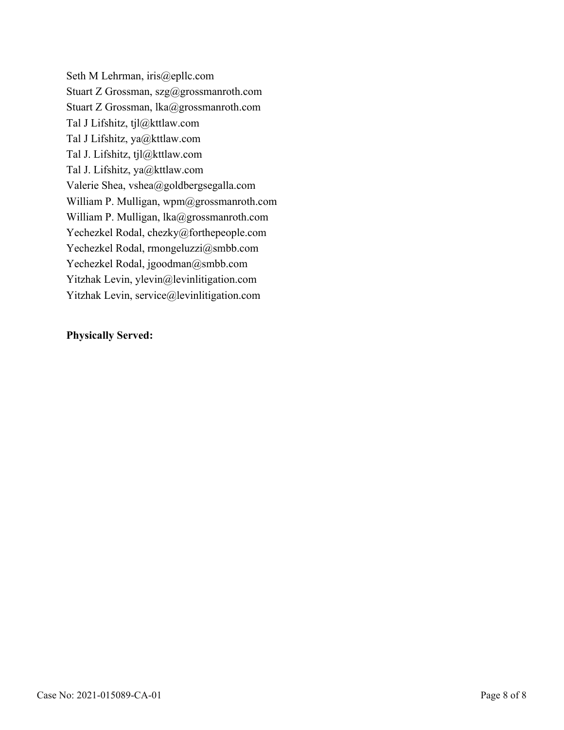Seth M Lehrman, iris@epllc.com
Stuart Z Grossman, szg@grossmanroth.com
Stuart Z Grossman, lka@grossmanroth.com
Tal J Lifshitz, tjl@kttlaw.com
Tal J Lifshitz, ya@kttlaw.com
Tal J. Lifshitz, tjl@kttlaw.com
Tal J. Lifshitz, ya@kttlaw.com
Valerie Shea, vshea@goldbergsegalla.com
William P. Mulligan, wpm@grossmanroth.com
William P. Mulligan, lka@grossmanroth.com
Yechezkel Rodal, chezky@forthepeople.com
Yechezkel Rodal, rmongeluzzi@smbb.com
Yechezkel Rodal, jgoodman@smbb.com
Yitzhak Levin, ylevin@levinlitigation.com
Yitzhak Levin, service@levinlitigation.com

**Physically Served:**